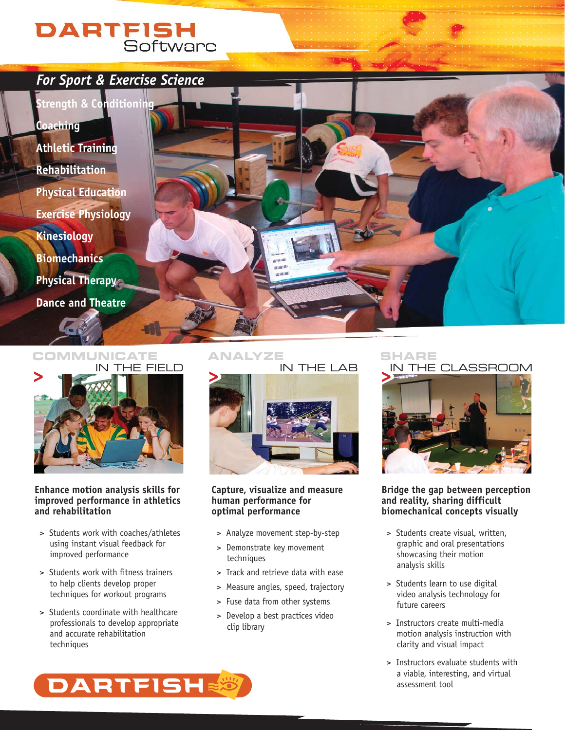# DARTFISH Software

## *For Sport & Exercise Science*

- Strength & Conditioning
- Coaching
- Athletic Training
- Rehabilitation
- Physical Education
- Exercise Physiology
- Kinesiology
- Biomechanics
- Physical Therapy
- Dance and Theatre

## COMMUNICATE IN THE FIELD

**Enhance motion analysis skills for improved performance in athletics and rehabilitation**

> Students work with coaches/athletes using instant visual feedback for improved performance

> Students work with fitness trainers to help clients develop proper techniques for workout programs

> Students coordinate with healthcare professionals to develop appropriate and accurate rehabilitation techniques

## ANALYZE IN THE LAB

**Capture, visualize and measure human performance for optimal performance**

> Analyze movement step-by-step

> Demonstrate key movement techniques

> Track and retrieve data with ease

> Measure angles, speed, trajectory

> Fuse data from other systems

> Develop a best practices video clip library

## SHARE IN THE CLASSROOM

**Bridge the gap between perception and reality, sharing difficult biomechanical concepts visually**

> Students create visual, written, graphic and oral presentations showcasing their motion analysis skills

> Students learn to use digital video analysis technology for future careers

> Instructors create multi-media motion analysis instruction with clarity and visual impact

> Instructors evaluate students with a viable, interesting, and virtual assessment tool

DARTFISH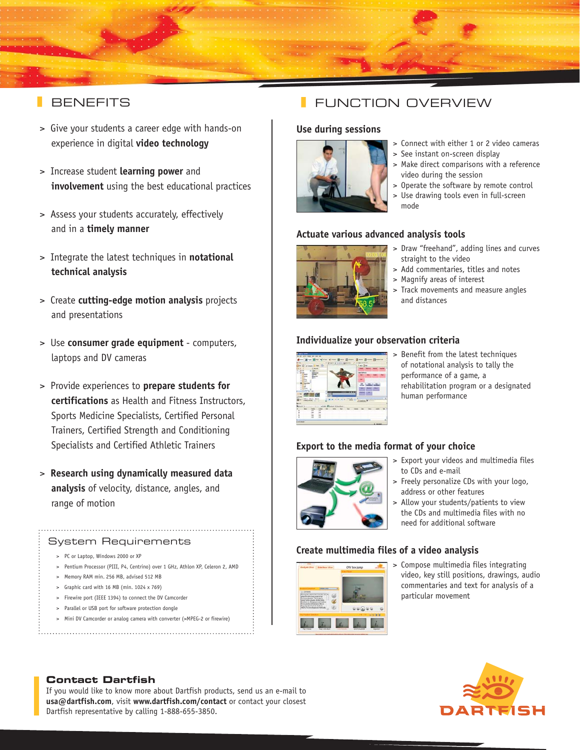## BENEFITS

- Give your students a career edge with hands-on experience in digital **video technology**
- Increase student **learning power** and **involvement** using the best educational practices
- Assess your students accurately, effectively and in a **timely manner**
- Integrate the latest techniques in **notational technical analysis**
- Create **cutting-edge motion analysis** projects and presentations
- Use **consumer grade equipment** - computers, laptops and DV cameras
- Provide experiences to **prepare students for certifications** as Health and Fitness Instructors, Sports Medicine Specialists, Certified Personal Trainers, Certified Strength and Conditioning Specialists and Certified Athletic Trainers
- **Research using dynamically measured data analysis** of velocity, distance, angles, and range of motion

### System Requirements

- PC or Laptop, Windows 2000 or XP
- Pentium Processor (PIII, P4, Centrino) over 1 GHz, Athlon XP, Celeron 2, AMD
- Memory RAM min. 256 MB, advised 512 MB
- Graphic card with 16 MB (min. 1024 x 769)
- Firewire port (IEEE 1394) to connect the DV Camcorder
- Parallel or USB port for software protection dongle
- Mini DV Camcorder or analog camera with converter (>MPEG-2 or firewire)

## FUNCTION OVERVIEW

### Use during sessions

- Connect with either 1 or 2 video cameras
- See instant on-screen display
- Make direct comparisons with a reference video during the session
- Operate the software by remote control
- Use drawing tools even in full-screen mode

### Actuate various advanced analysis tools

- Draw "freehand", adding lines and curves straight to the video
- Add commentaries, titles and notes
- Magnify areas of interest
- Track movements and measure angles and distances

### Individualize your observation criteria

- Benefit from the latest techniques of notational analysis to tally the performance of a game, a rehabilitation program or a designated human performance

### Export to the media format of your choice

- Export your videos and multimedia files to CDs and e-mail
- Freely personalize CDs with your logo, address or other features
- Allow your students/patients to view the CDs and multimedia files with no need for additional software

### Create multimedia files of a video analysis

- Compose multimedia files integrating video, key still positions, drawings, audio commentaries and text for analysis of a particular movement

### Contact Dartfish

If you would like to know more about Dartfish products, send us an e-mail to **usa@dartfish.com**, visit **www.dartfish.com/contact** or contact your closest Dartfish representative by calling 1-888-655-3850.

DARTFISH